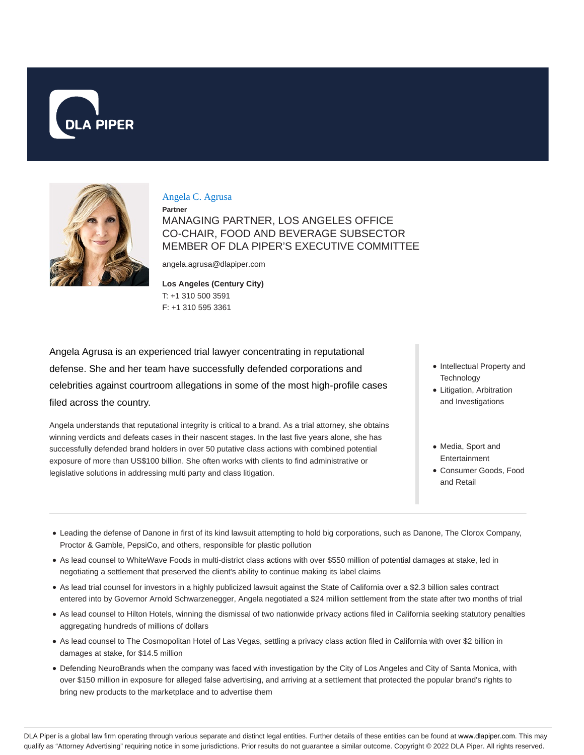# Angela C. Agrusa

**Partner**

MANAGING PARTNER, LOS ANGELES OFFICE
CO-CHAIR, FOOD AND BEVERAGE SUBSECTOR
MEMBER OF DLA PIPER'S EXECUTIVE COMMITTEE

angela.agrusa@dlapiper.com

**Los Angeles (Century City)**
T: +1 310 500 3591
F: +1 310 595 3361

Angela Agrusa is an experienced trial lawyer concentrating in reputational defense. She and her team have successfully defended corporations and celebrities against courtroom allegations in some of the most high-profile cases filed across the country.

Angela understands that reputational integrity is critical to a brand. As a trial attorney, she obtains winning verdicts and defeats cases in their nascent stages. In the last five years alone, she has successfully defended brand holders in over 50 putative class actions with combined potential exposure of more than US$100 billion. She often works with clients to find administrative or legislative solutions in addressing multi party and class litigation.

- Intellectual Property and Technology
- Litigation, Arbitration and Investigations

- Media, Sport and Entertainment
- Consumer Goods, Food and Retail

---

- Leading the defense of Danone in first of its kind lawsuit attempting to hold big corporations, such as Danone, The Clorox Company, Proctor & Gamble, PepsiCo, and others, responsible for plastic pollution
- As lead counsel to WhiteWave Foods in multi-district class actions with over $550 million of potential damages at stake, led in negotiating a settlement that preserved the client's ability to continue making its label claims
- As lead trial counsel for investors in a highly publicized lawsuit against the State of California over a $2.3 billion sales contract entered into by Governor Arnold Schwarzenegger, Angela negotiated a $24 million settlement from the state after two months of trial
- As lead counsel to Hilton Hotels, winning the dismissal of two nationwide privacy actions filed in California seeking statutory penalties aggregating hundreds of millions of dollars
- As lead counsel to The Cosmopolitan Hotel of Las Vegas, settling a privacy class action filed in California with over $2 billion in damages at stake, for $14.5 million
- Defending NeuroBrands when the company was faced with investigation by the City of Los Angeles and City of Santa Monica, with over $150 million in exposure for alleged false advertising, and arriving at a settlement that protected the popular brand's rights to bring new products to the marketplace and to advertise them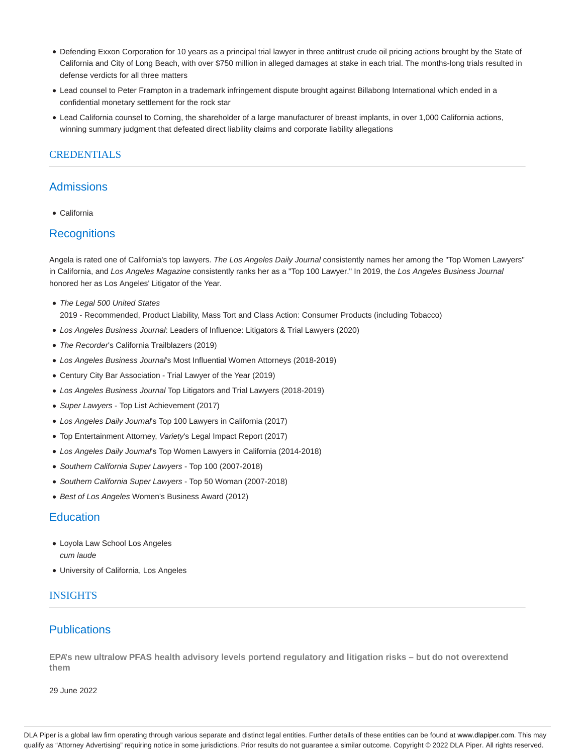- Defending Exxon Corporation for 10 years as a principal trial lawyer in three antitrust crude oil pricing actions brought by the State of California and City of Long Beach, with over $750 million in alleged damages at stake in each trial. The months-long trials resulted in defense verdicts for all three matters
- Lead counsel to Peter Frampton in a trademark infringement dispute brought against Billabong International which ended in a confidential monetary settlement for the rock star
- Lead California counsel to Corning, the shareholder of a large manufacturer of breast implants, in over 1,000 California actions, winning summary judgment that defeated direct liability claims and corporate liability allegations

## CREDENTIALS

### Admissions

- California

### Recognitions

Angela is rated one of California's top lawyers. *The Los Angeles Daily Journal* consistently names her among the "Top Women Lawyers" in California, and *Los Angeles Magazine* consistently ranks her as a "Top 100 Lawyer." In 2019, the *Los Angeles Business Journal* honored her as Los Angeles' Litigator of the Year.

- *The Legal 500 United States*
  2019 - Recommended, Product Liability, Mass Tort and Class Action: Consumer Products (including Tobacco)
- *Los Angeles Business Journal*: Leaders of Influence: Litigators & Trial Lawyers (2020)
- *The Recorder*'s California Trailblazers (2019)
- *Los Angeles Business Journal*'s Most Influential Women Attorneys (2018-2019)
- Century City Bar Association - Trial Lawyer of the Year (2019)
- *Los Angeles Business Journal* Top Litigators and Trial Lawyers (2018-2019)
- *Super Lawyers* - Top List Achievement (2017)
- *Los Angeles Daily Journal*'s Top 100 Lawyers in California (2017)
- Top Entertainment Attorney, *Variety*'s Legal Impact Report (2017)
- *Los Angeles Daily Journal*'s Top Women Lawyers in California (2014-2018)
- *Southern California Super Lawyers* - Top 100 (2007-2018)
- *Southern California Super Lawyers* - Top 50 Woman (2007-2018)
- *Best of Los Angeles* Women's Business Award (2012)

### Education

- Loyola Law School Los Angeles
  *cum laude*
- University of California, Los Angeles

## INSIGHTS

### Publications

**EPA's new ultralow PFAS health advisory levels portend regulatory and litigation risks – but do not overextend them**

29 June 2022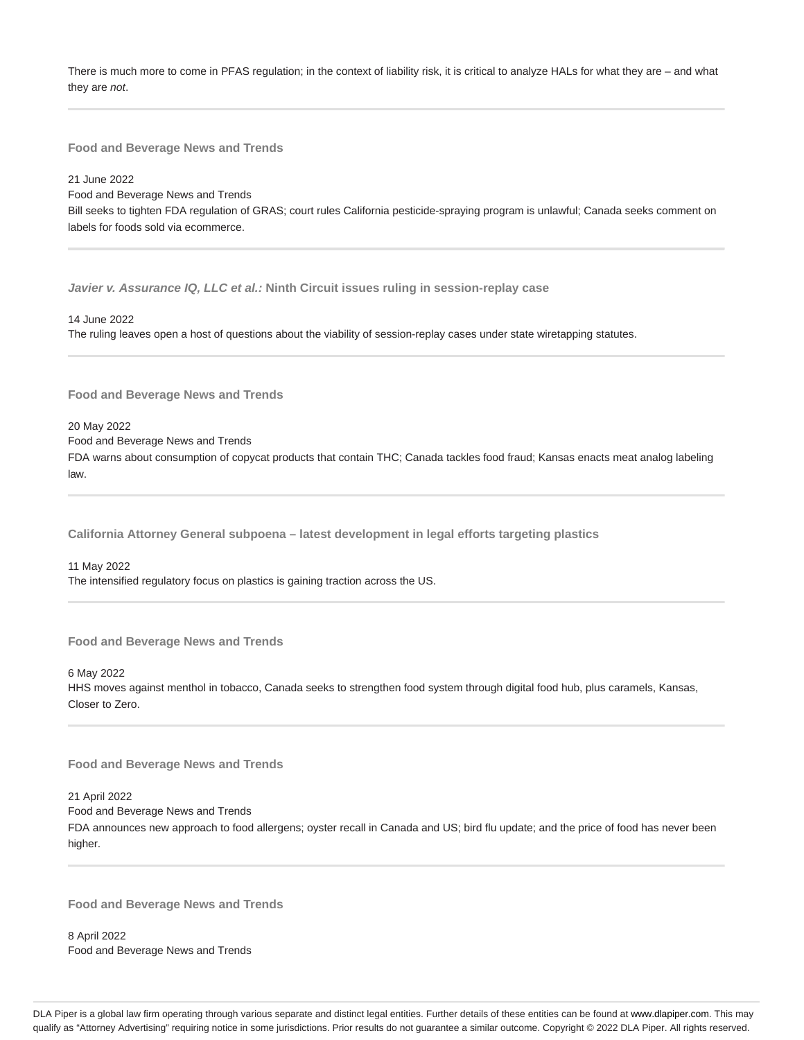There is much more to come in PFAS regulation; in the context of liability risk, it is critical to analyze HALs for what they are – and what they are *not*.

---

### Food and Beverage News and Trends

21 June 2022

Food and Beverage News and Trends

Bill seeks to tighten FDA regulation of GRAS; court rules California pesticide-spraying program is unlawful; Canada seeks comment on labels for foods sold via ecommerce.

---

### *Javier v. Assurance IQ, LLC et al.:* Ninth Circuit issues ruling in session-replay case

14 June 2022

The ruling leaves open a host of questions about the viability of session-replay cases under state wiretapping statutes.

---

### Food and Beverage News and Trends

20 May 2022

Food and Beverage News and Trends

FDA warns about consumption of copycat products that contain THC; Canada tackles food fraud; Kansas enacts meat analog labeling law.

---

### California Attorney General subpoena – latest development in legal efforts targeting plastics

11 May 2022

The intensified regulatory focus on plastics is gaining traction across the US.

---

### Food and Beverage News and Trends

6 May 2022

HHS moves against menthol in tobacco, Canada seeks to strengthen food system through digital food hub, plus caramels, Kansas, Closer to Zero.

---

### Food and Beverage News and Trends

21 April 2022

Food and Beverage News and Trends

FDA announces new approach to food allergens; oyster recall in Canada and US; bird flu update; and the price of food has never been higher.

---

### Food and Beverage News and Trends

8 April 2022

Food and Beverage News and Trends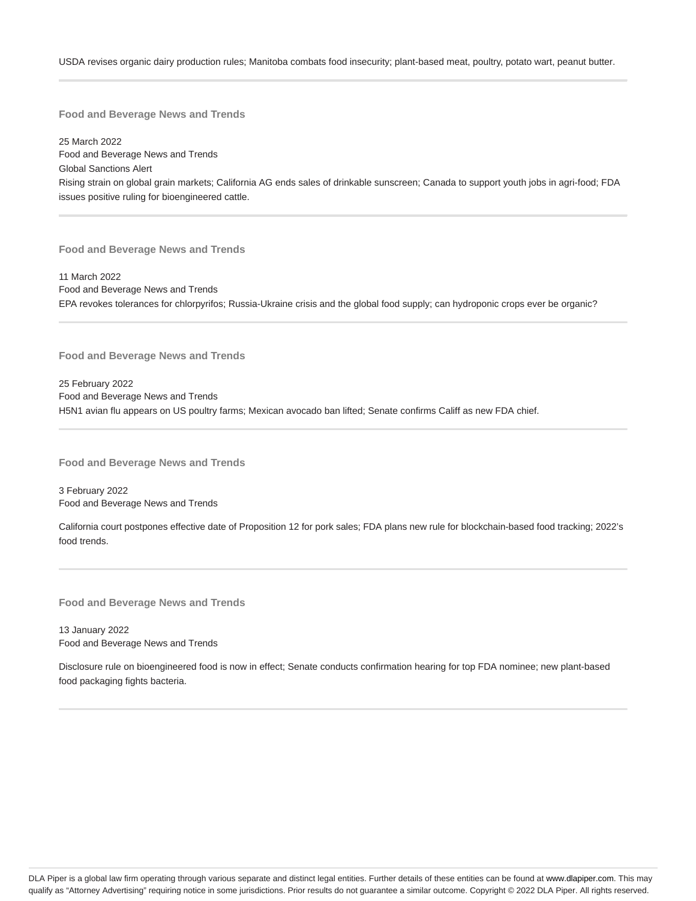USDA revises organic dairy production rules; Manitoba combats food insecurity; plant-based meat, poultry, potato wart, peanut butter.

---

**Food and Beverage News and Trends**

25 March 2022
Food and Beverage News and Trends
Global Sanctions Alert
Rising strain on global grain markets; California AG ends sales of drinkable sunscreen; Canada to support youth jobs in agri-food; FDA issues positive ruling for bioengineered cattle.

---

**Food and Beverage News and Trends**

11 March 2022
Food and Beverage News and Trends
EPA revokes tolerances for chlorpyrifos; Russia-Ukraine crisis and the global food supply; can hydroponic crops ever be organic?

---

**Food and Beverage News and Trends**

25 February 2022
Food and Beverage News and Trends
H5N1 avian flu appears on US poultry farms; Mexican avocado ban lifted; Senate confirms Califf as new FDA chief.

---

**Food and Beverage News and Trends**

3 February 2022
Food and Beverage News and Trends

California court postpones effective date of Proposition 12 for pork sales; FDA plans new rule for blockchain-based food tracking; 2022's food trends.

---

**Food and Beverage News and Trends**

13 January 2022
Food and Beverage News and Trends

Disclosure rule on bioengineered food is now in effect; Senate conducts confirmation hearing for top FDA nominee; new plant-based food packaging fights bacteria.

---

DLA Piper is a global law firm operating through various separate and distinct legal entities. Further details of these entities can be found at www.dlapiper.com. This may qualify as "Attorney Advertising" requiring notice in some jurisdictions. Prior results do not guarantee a similar outcome. Copyright © 2022 DLA Piper. All rights reserved.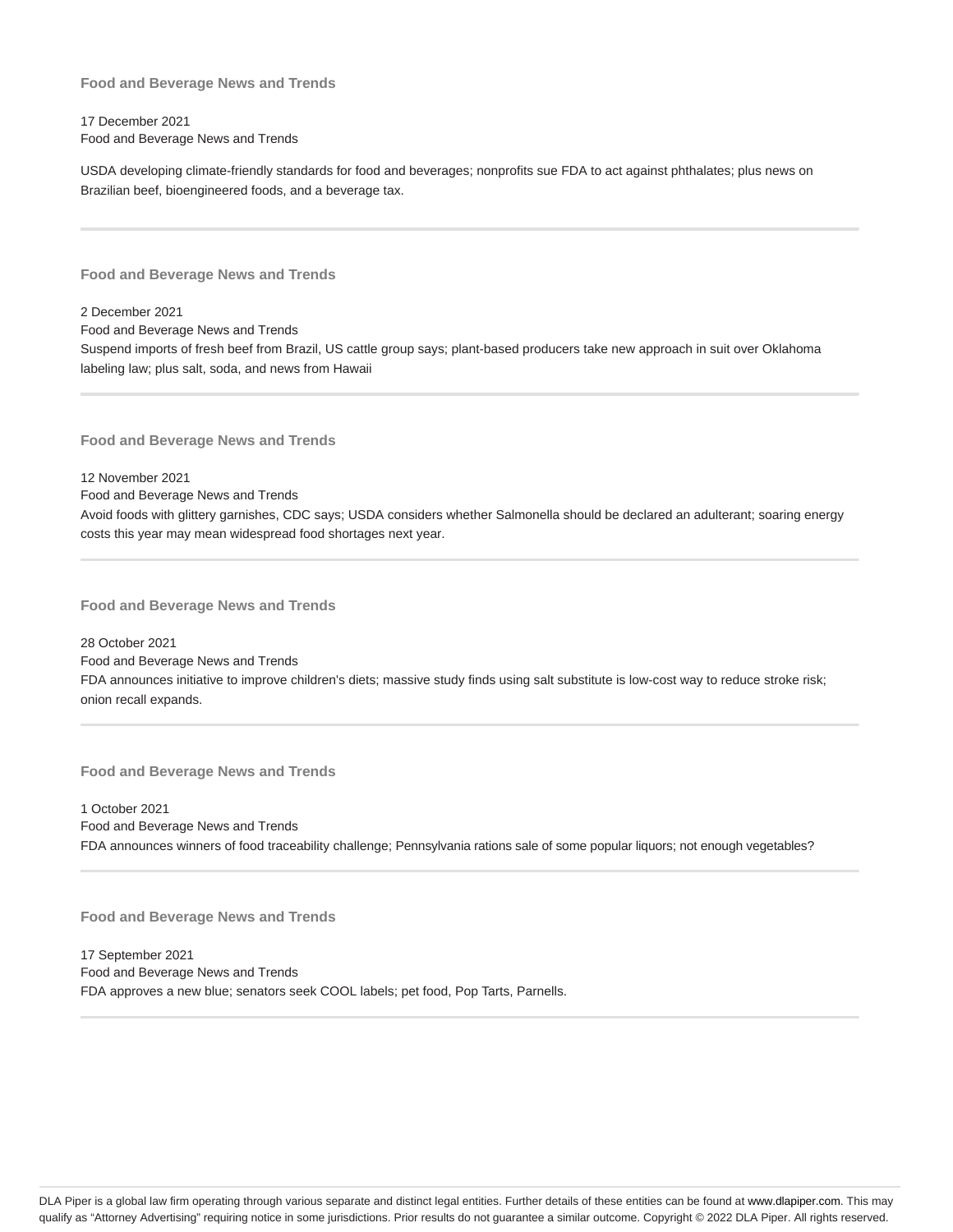### Food and Beverage News and Trends

17 December 2021
Food and Beverage News and Trends

USDA developing climate-friendly standards for food and beverages; nonprofits sue FDA to act against phthalates; plus news on Brazilian beef, bioengineered foods, and a beverage tax.

---

### Food and Beverage News and Trends

2 December 2021
Food and Beverage News and Trends
Suspend imports of fresh beef from Brazil, US cattle group says; plant-based producers take new approach in suit over Oklahoma labeling law; plus salt, soda, and news from Hawaii

---

### Food and Beverage News and Trends

12 November 2021
Food and Beverage News and Trends
Avoid foods with glittery garnishes, CDC says; USDA considers whether Salmonella should be declared an adulterant; soaring energy costs this year may mean widespread food shortages next year.

---

### Food and Beverage News and Trends

28 October 2021
Food and Beverage News and Trends
FDA announces initiative to improve children's diets; massive study finds using salt substitute is low-cost way to reduce stroke risk; onion recall expands.

---

### Food and Beverage News and Trends

1 October 2021
Food and Beverage News and Trends
FDA announces winners of food traceability challenge; Pennsylvania rations sale of some popular liquors; not enough vegetables?

---

### Food and Beverage News and Trends

17 September 2021
Food and Beverage News and Trends
FDA approves a new blue; senators seek COOL labels; pet food, Pop Tarts, Parnells.

---

DLA Piper is a global law firm operating through various separate and distinct legal entities. Further details of these entities can be found at www.dlapiper.com. This may qualify as "Attorney Advertising" requiring notice in some jurisdictions. Prior results do not guarantee a similar outcome. Copyright © 2022 DLA Piper. All rights reserved.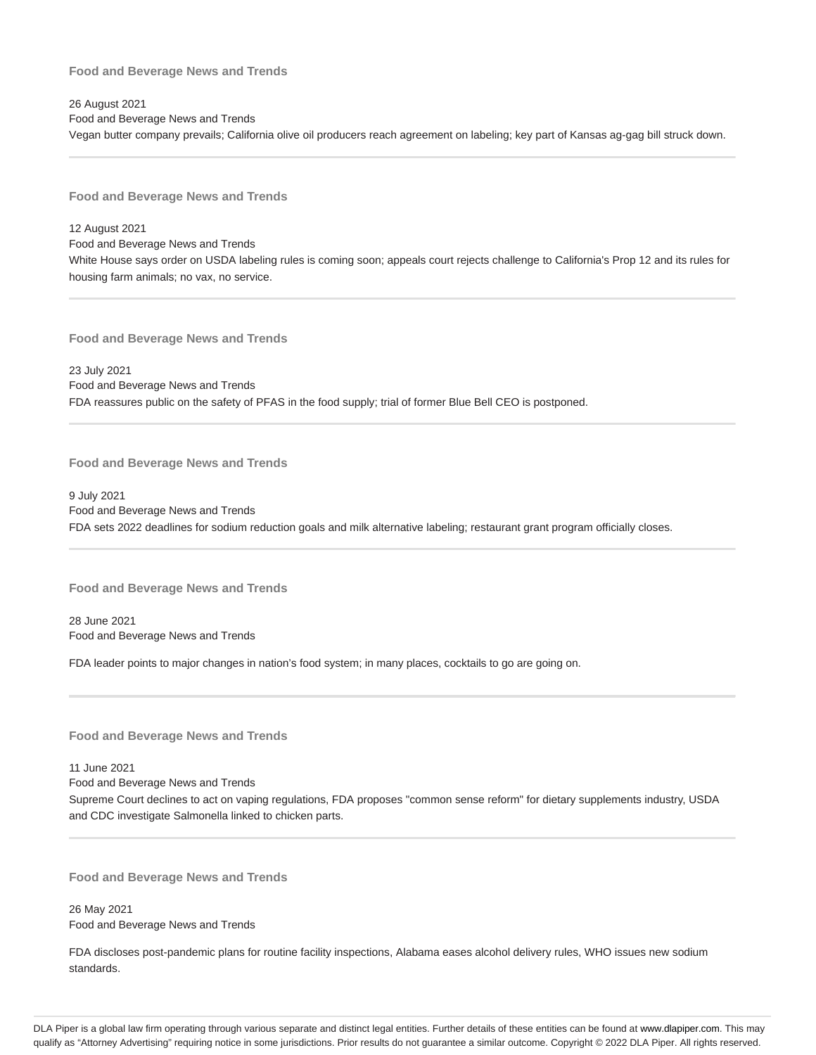### Food and Beverage News and Trends

26 August 2021

Food and Beverage News and Trends

Vegan butter company prevails; California olive oil producers reach agreement on labeling; key part of Kansas ag-gag bill struck down.

---

### Food and Beverage News and Trends

12 August 2021

Food and Beverage News and Trends

White House says order on USDA labeling rules is coming soon; appeals court rejects challenge to California's Prop 12 and its rules for housing farm animals; no vax, no service.

---

### Food and Beverage News and Trends

23 July 2021

Food and Beverage News and Trends

FDA reassures public on the safety of PFAS in the food supply; trial of former Blue Bell CEO is postponed.

---

### Food and Beverage News and Trends

9 July 2021

Food and Beverage News and Trends

FDA sets 2022 deadlines for sodium reduction goals and milk alternative labeling; restaurant grant program officially closes.

---

### Food and Beverage News and Trends

28 June 2021

Food and Beverage News and Trends

FDA leader points to major changes in nation's food system; in many places, cocktails to go are going on.

---

### Food and Beverage News and Trends

11 June 2021

Food and Beverage News and Trends

Supreme Court declines to act on vaping regulations, FDA proposes "common sense reform" for dietary supplements industry, USDA and CDC investigate Salmonella linked to chicken parts.

---

### Food and Beverage News and Trends

26 May 2021

Food and Beverage News and Trends

FDA discloses post-pandemic plans for routine facility inspections, Alabama eases alcohol delivery rules, WHO issues new sodium standards.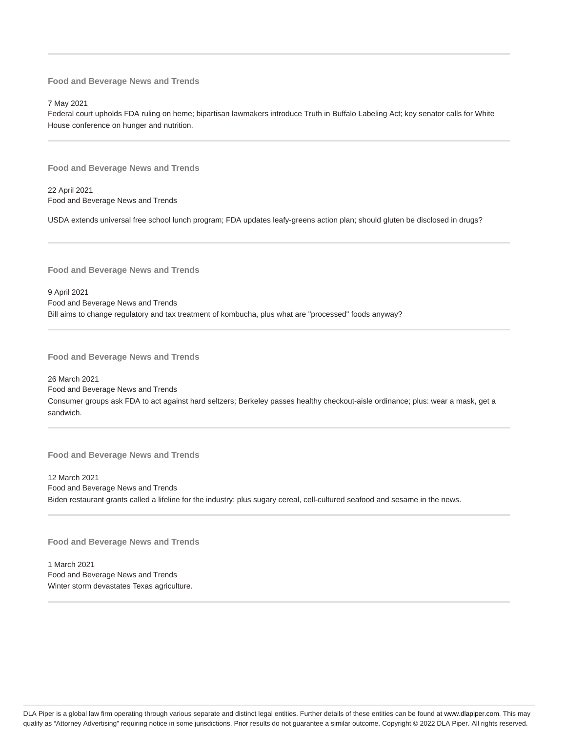### Food and Beverage News and Trends

7 May 2021

Federal court upholds FDA ruling on heme; bipartisan lawmakers introduce Truth in Buffalo Labeling Act; key senator calls for White House conference on hunger and nutrition.

### Food and Beverage News and Trends

22 April 2021

Food and Beverage News and Trends

USDA extends universal free school lunch program; FDA updates leafy-greens action plan; should gluten be disclosed in drugs?

### Food and Beverage News and Trends

9 April 2021

Food and Beverage News and Trends

Bill aims to change regulatory and tax treatment of kombucha, plus what are "processed" foods anyway?

### Food and Beverage News and Trends

26 March 2021

Food and Beverage News and Trends

Consumer groups ask FDA to act against hard seltzers; Berkeley passes healthy checkout-aisle ordinance; plus: wear a mask, get a sandwich.

### Food and Beverage News and Trends

12 March 2021

Food and Beverage News and Trends

Biden restaurant grants called a lifeline for the industry; plus sugary cereal, cell-cultured seafood and sesame in the news.

### Food and Beverage News and Trends

1 March 2021

Food and Beverage News and Trends

Winter storm devastates Texas agriculture.

DLA Piper is a global law firm operating through various separate and distinct legal entities. Further details of these entities can be found at www.dlapiper.com. This may qualify as "Attorney Advertising" requiring notice in some jurisdictions. Prior results do not guarantee a similar outcome. Copyright © 2022 DLA Piper. All rights reserved.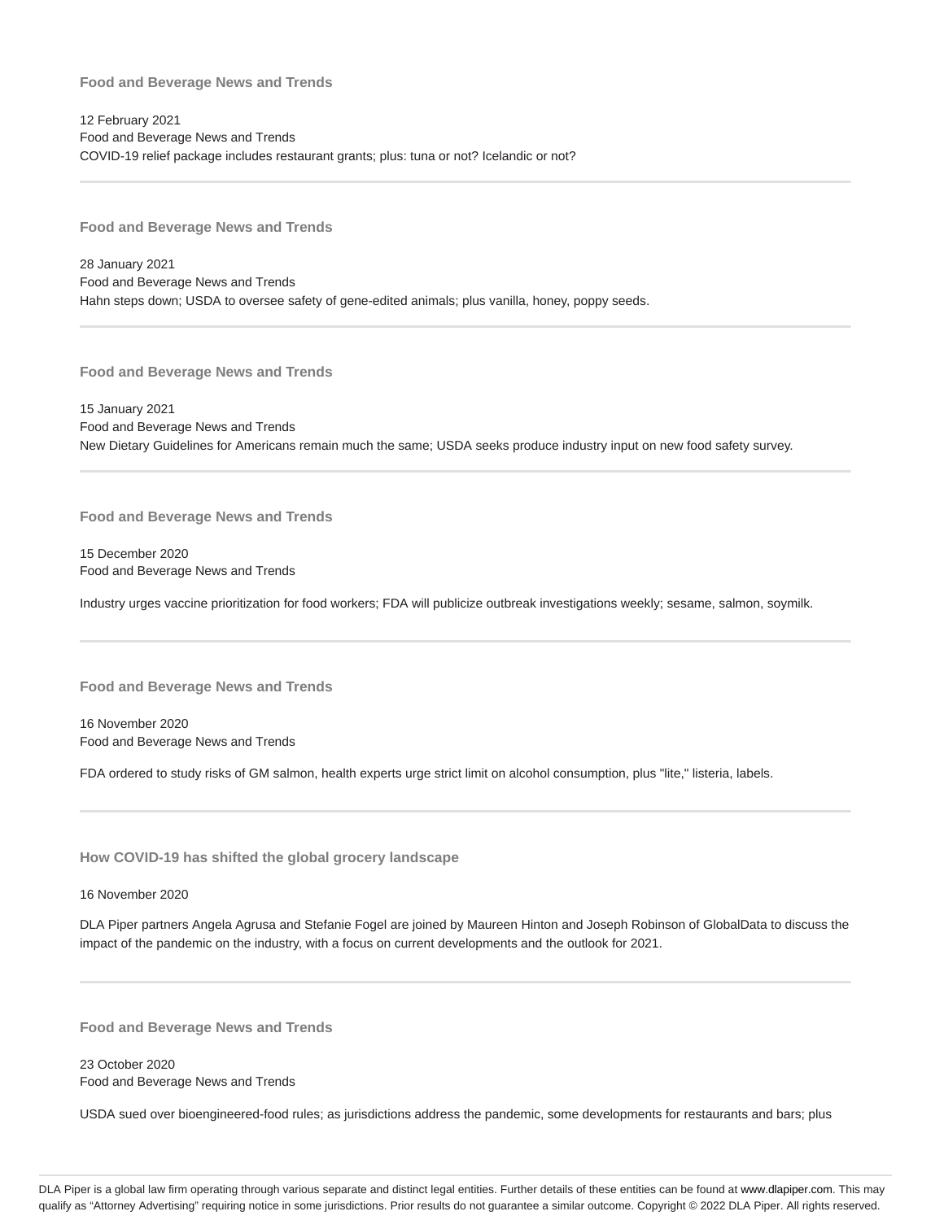### Food and Beverage News and Trends

12 February 2021
Food and Beverage News and Trends
COVID-19 relief package includes restaurant grants; plus: tuna or not? Icelandic or not?

---

### Food and Beverage News and Trends

28 January 2021
Food and Beverage News and Trends
Hahn steps down; USDA to oversee safety of gene-edited animals; plus vanilla, honey, poppy seeds.

---

### Food and Beverage News and Trends

15 January 2021
Food and Beverage News and Trends
New Dietary Guidelines for Americans remain much the same; USDA seeks produce industry input on new food safety survey.

---

### Food and Beverage News and Trends

15 December 2020
Food and Beverage News and Trends

Industry urges vaccine prioritization for food workers; FDA will publicize outbreak investigations weekly; sesame, salmon, soymilk.

---

### Food and Beverage News and Trends

16 November 2020
Food and Beverage News and Trends

FDA ordered to study risks of GM salmon, health experts urge strict limit on alcohol consumption, plus "lite," listeria, labels.

---

### How COVID-19 has shifted the global grocery landscape

16 November 2020

DLA Piper partners Angela Agrusa and Stefanie Fogel are joined by Maureen Hinton and Joseph Robinson of GlobalData to discuss the impact of the pandemic on the industry, with a focus on current developments and the outlook for 2021.

---

### Food and Beverage News and Trends

23 October 2020
Food and Beverage News and Trends

USDA sued over bioengineered-food rules; as jurisdictions address the pandemic, some developments for restaurants and bars; plus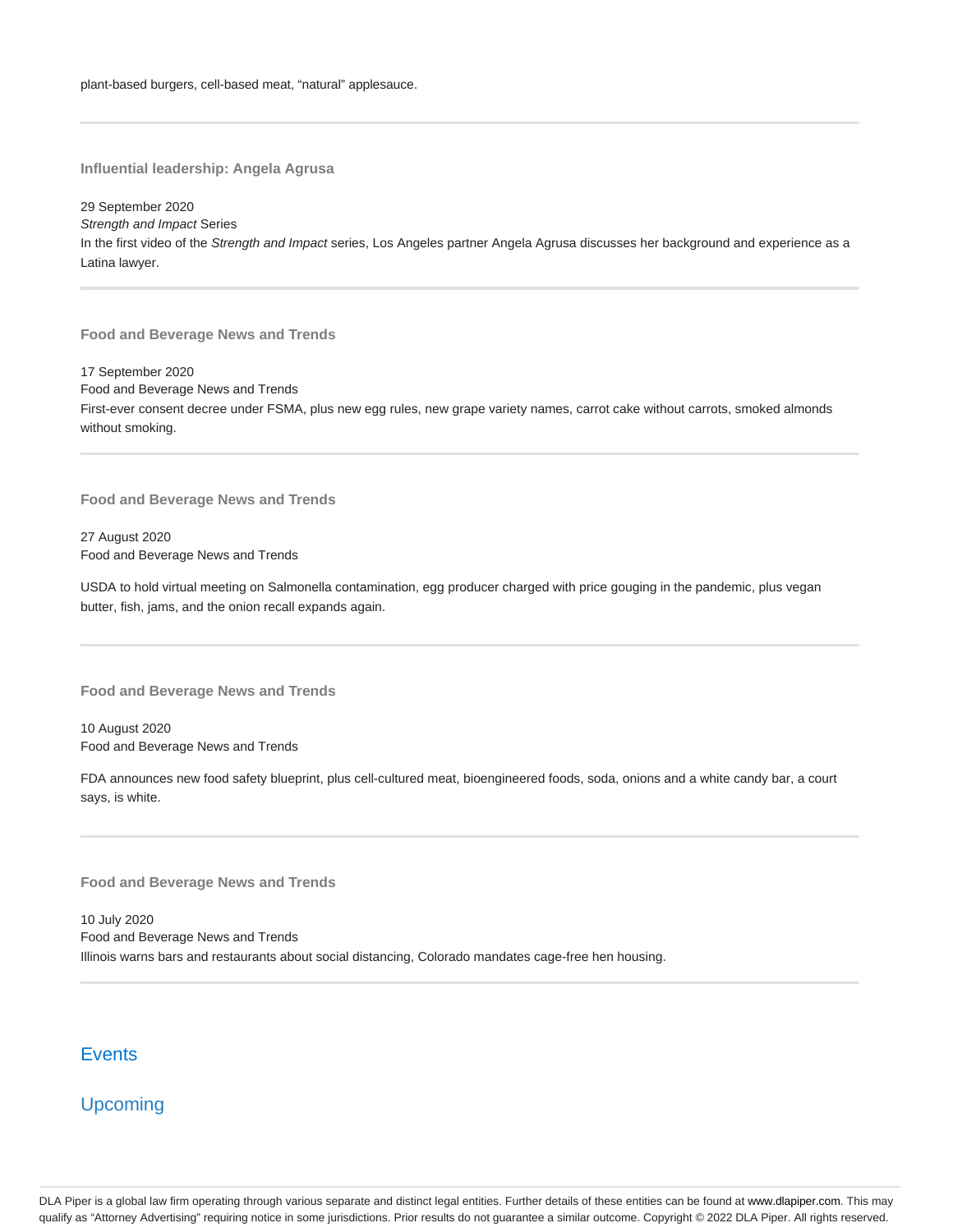plant-based burgers, cell-based meat, "natural" applesauce.

---

**Influential leadership: Angela Agrusa**

29 September 2020
*Strength and Impact* Series
In the first video of the *Strength and Impact* series, Los Angeles partner Angela Agrusa discusses her background and experience as a Latina lawyer.

---

**Food and Beverage News and Trends**

17 September 2020
Food and Beverage News and Trends
First-ever consent decree under FSMA, plus new egg rules, new grape variety names, carrot cake without carrots, smoked almonds without smoking.

---

**Food and Beverage News and Trends**

27 August 2020
Food and Beverage News and Trends

USDA to hold virtual meeting on Salmonella contamination, egg producer charged with price gouging in the pandemic, plus vegan butter, fish, jams, and the onion recall expands again.

---

**Food and Beverage News and Trends**

10 August 2020
Food and Beverage News and Trends

FDA announces new food safety blueprint, plus cell-cultured meat, bioengineered foods, soda, onions and a white candy bar, a court says, is white.

---

**Food and Beverage News and Trends**

10 July 2020
Food and Beverage News and Trends
Illinois warns bars and restaurants about social distancing, Colorado mandates cage-free hen housing.

---

## Events

## Upcoming

DLA Piper is a global law firm operating through various separate and distinct legal entities. Further details of these entities can be found at www.dlapiper.com. This may qualify as "Attorney Advertising" requiring notice in some jurisdictions. Prior results do not guarantee a similar outcome. Copyright © 2022 DLA Piper. All rights reserved.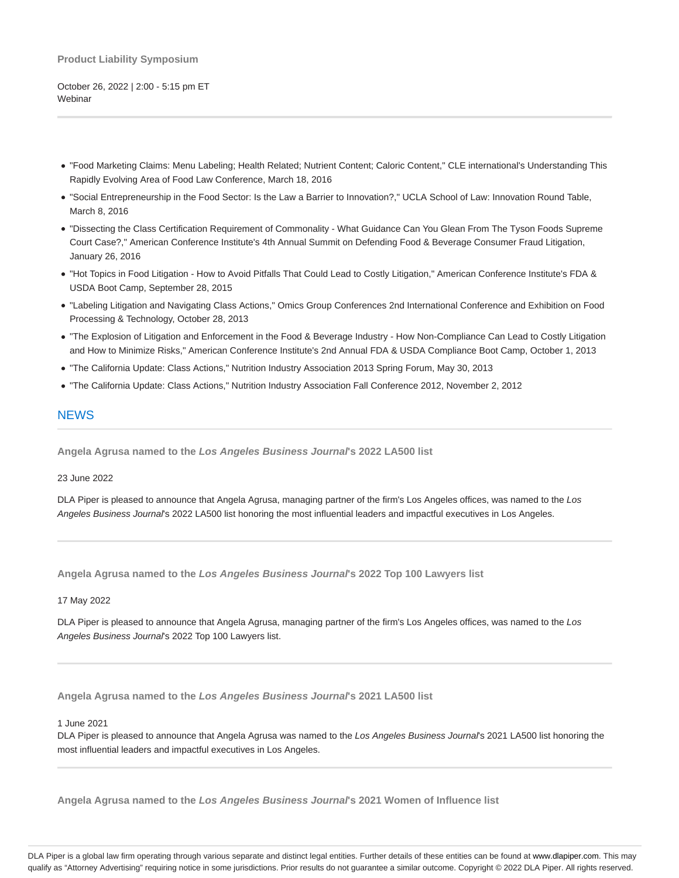**Product Liability Symposium**

October 26, 2022 | 2:00 - 5:15 pm ET
Webinar

- "Food Marketing Claims: Menu Labeling; Health Related; Nutrient Content; Caloric Content," CLE international's Understanding This Rapidly Evolving Area of Food Law Conference, March 18, 2016
- "Social Entrepreneurship in the Food Sector: Is the Law a Barrier to Innovation?," UCLA School of Law: Innovation Round Table, March 8, 2016
- "Dissecting the Class Certification Requirement of Commonality - What Guidance Can You Glean From The Tyson Foods Supreme Court Case?," American Conference Institute's 4th Annual Summit on Defending Food & Beverage Consumer Fraud Litigation, January 26, 2016
- "Hot Topics in Food Litigation - How to Avoid Pitfalls That Could Lead to Costly Litigation," American Conference Institute's FDA & USDA Boot Camp, September 28, 2015
- "Labeling Litigation and Navigating Class Actions," Omics Group Conferences 2nd International Conference and Exhibition on Food Processing & Technology, October 28, 2013
- "The Explosion of Litigation and Enforcement in the Food & Beverage Industry - How Non-Compliance Can Lead to Costly Litigation and How to Minimize Risks," American Conference Institute's 2nd Annual FDA & USDA Compliance Boot Camp, October 1, 2013
- "The California Update: Class Actions," Nutrition Industry Association 2013 Spring Forum, May 30, 2013
- "The California Update: Class Actions," Nutrition Industry Association Fall Conference 2012, November 2, 2012

## NEWS

**Angela Agrusa named to the *Los Angeles Business Journal*'s 2022 LA500 list**

23 June 2022

DLA Piper is pleased to announce that Angela Agrusa, managing partner of the firm's Los Angeles offices, was named to the *Los Angeles Business Journal*'s 2022 LA500 list honoring the most influential leaders and impactful executives in Los Angeles.

**Angela Agrusa named to the *Los Angeles Business Journal*'s 2022 Top 100 Lawyers list**

17 May 2022

DLA Piper is pleased to announce that Angela Agrusa, managing partner of the firm's Los Angeles offices, was named to the *Los Angeles Business Journal*'s 2022 Top 100 Lawyers list.

**Angela Agrusa named to the *Los Angeles Business Journal*'s 2021 LA500 list**

1 June 2021

DLA Piper is pleased to announce that Angela Agrusa was named to the *Los Angeles Business Journal*'s 2021 LA500 list honoring the most influential leaders and impactful executives in Los Angeles.

**Angela Agrusa named to the *Los Angeles Business Journal*'s 2021 Women of Influence list**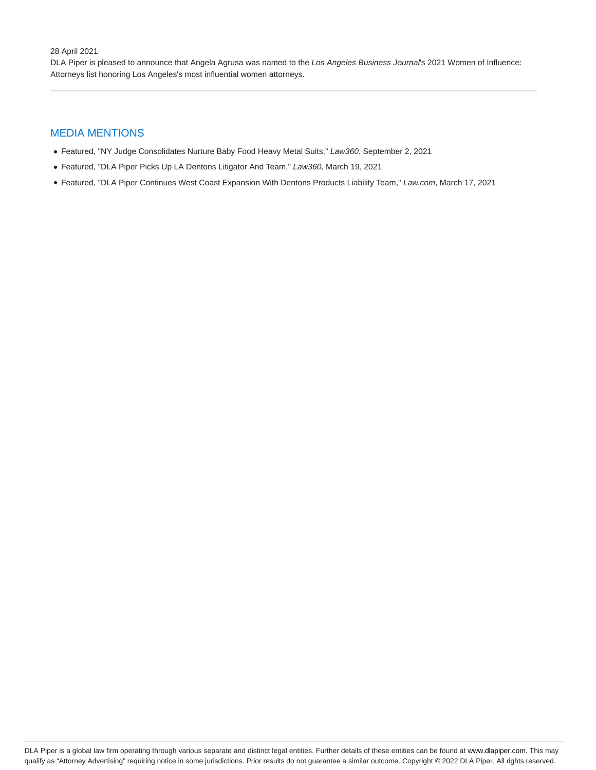28 April 2021

DLA Piper is pleased to announce that Angela Agrusa was named to the *Los Angeles Business Journal*'s 2021 Women of Influence: Attorneys list honoring Los Angeles's most influential women attorneys.

---

## MEDIA MENTIONS

- Featured, "NY Judge Consolidates Nurture Baby Food Heavy Metal Suits," *Law360*, September 2, 2021
- Featured, "DLA Piper Picks Up LA Dentons Litigator And Team," *Law360,* March 19, 2021
- Featured, "DLA Piper Continues West Coast Expansion With Dentons Products Liability Team," *Law.com*, March 17, 2021

DLA Piper is a global law firm operating through various separate and distinct legal entities. Further details of these entities can be found at www.dlapiper.com. This may qualify as "Attorney Advertising" requiring notice in some jurisdictions. Prior results do not guarantee a similar outcome. Copyright © 2022 DLA Piper. All rights reserved.